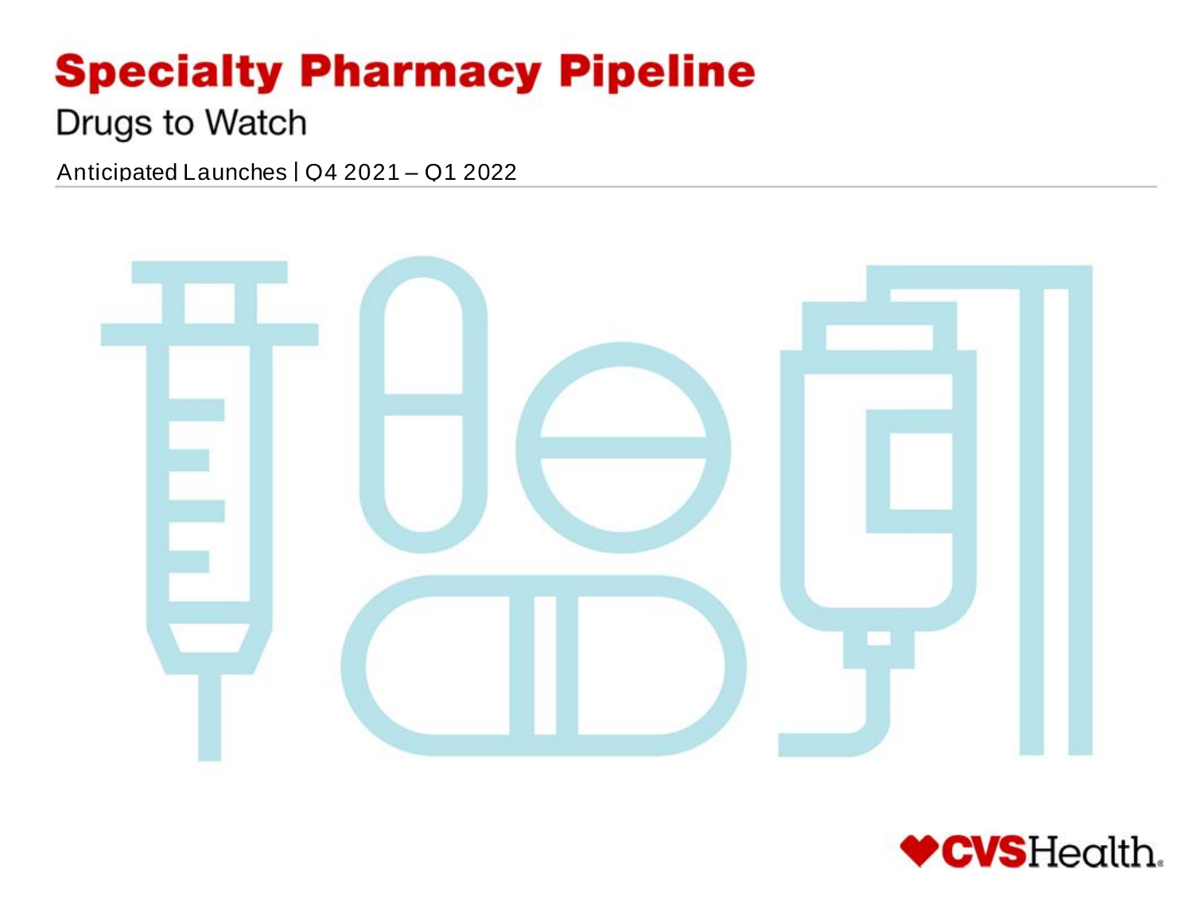# Specialty Pharmacy Pipeline

## Drugs to Watch

Anticipated Launches | Q4 2021 – Q1 2022

CVSHealth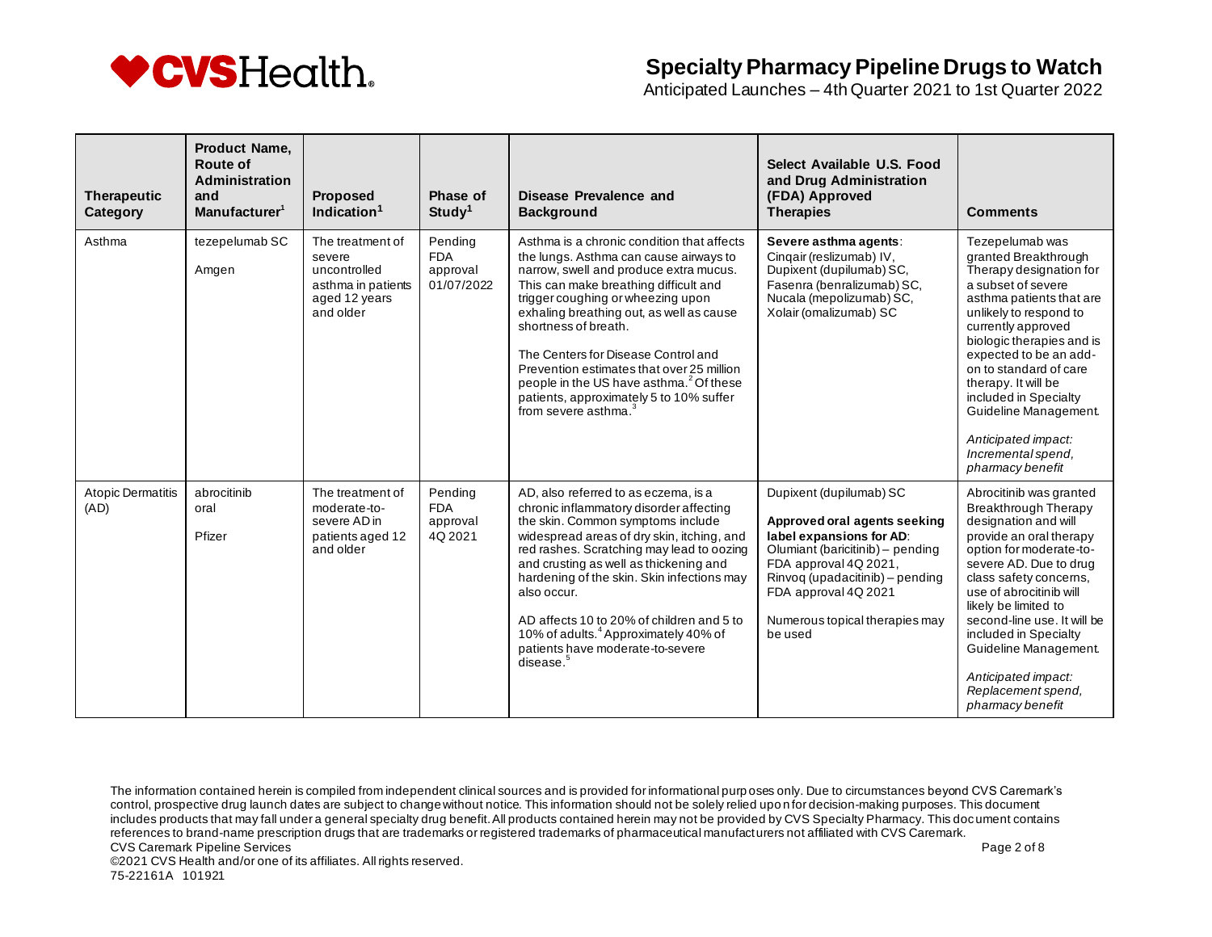# Specialty Pharmacy Pipeline Drugs to Watch

Anticipated Launches – 4th Quarter 2021 to 1st Quarter 2022

| Therapeutic Category | Product Name, Route of Administration and Manufacturer[1] | Proposed Indication[1] | Phase of Study[1] | Disease Prevalence and Background | Select Available U.S. Food and Drug Administration (FDA) Approved Therapies | Comments |
|---|---|---|---|---|---|---|
| Asthma | tezepelumab SC<br><br>Amgen | The treatment of severe uncontrolled asthma in patients aged 12 years and older | Pending FDA approval 01/07/2022 | Asthma is a chronic condition that affects the lungs. Asthma can cause airways to narrow, swell and produce extra mucus. This can make breathing difficult and trigger coughing or wheezing upon exhaling breathing out, as well as cause shortness of breath.<br><br>The Centers for Disease Control and Prevention estimates that over 25 million people in the US have asthma.[2] Of these patients, approximately 5 to 10% suffer from severe asthma.[3] | **Severe asthma agents**: Cinqair (reslizumab) IV, Dupixent (dupilumab) SC, Fasenra (benralizumab) SC, Nucala (mepolizumab) SC, Xolair (omalizumab) SC | Tezepelumab was granted Breakthrough Therapy designation for a subset of severe asthma patients that are unlikely to respond to currently approved biologic therapies and is expected to be an add-on to standard of care therapy. It will be included in Specialty Guideline Management.<br><br>*Anticipated impact: Incremental spend, pharmacy benefit* |
| Atopic Dermatitis (AD) | abrocitinib oral<br><br>Pfizer | The treatment of moderate-to-severe AD in patients aged 12 and older | Pending FDA approval 4Q 2021 | AD, also referred to as eczema, is a chronic inflammatory disorder affecting the skin. Common symptoms include widespread areas of dry skin, itching, and red rashes. Scratching may lead to oozing and crusting as well as thickening and hardening of the skin. Skin infections may also occur.<br><br>AD affects 10 to 20% of children and 5 to 10% of adults.[4] Approximately 40% of patients have moderate-to-severe disease.[5] | Dupixent (dupilumab) SC<br><br>**Approved oral agents seeking label expansions for AD**: Olumiant (baricitinib) – pending FDA approval 4Q 2021, Rinvoq (upadacitinib) – pending FDA approval 4Q 2021<br><br>Numerous topical therapies may be used | Abrocitinib was granted Breakthrough Therapy designation and will provide an oral therapy option for moderate-to-severe AD. Due to drug class safety concerns, use of abrocitinib will likely be limited to second-line use. It will be included in Specialty Guideline Management.<br><br>*Anticipated impact: Replacement spend, pharmacy benefit* |

The information contained herein is compiled from independent clinical sources and is provided for informational purposes only. Due to circumstances beyond CVS Caremark's control, prospective drug launch dates are subject to change without notice. This information should not be solely relied upon for decision-making purposes. This document includes products that may fall under a general specialty drug benefit. All products contained herein may not be provided by CVS Specialty Pharmacy. This document contains references to brand-name prescription drugs that are trademarks or registered trademarks of pharmaceutical manufacturers not affiliated with CVS Caremark.

CVS Caremark Pipeline Services

©2021 CVS Health and/or one of its affiliates. All rights reserved.

75-22161A 101921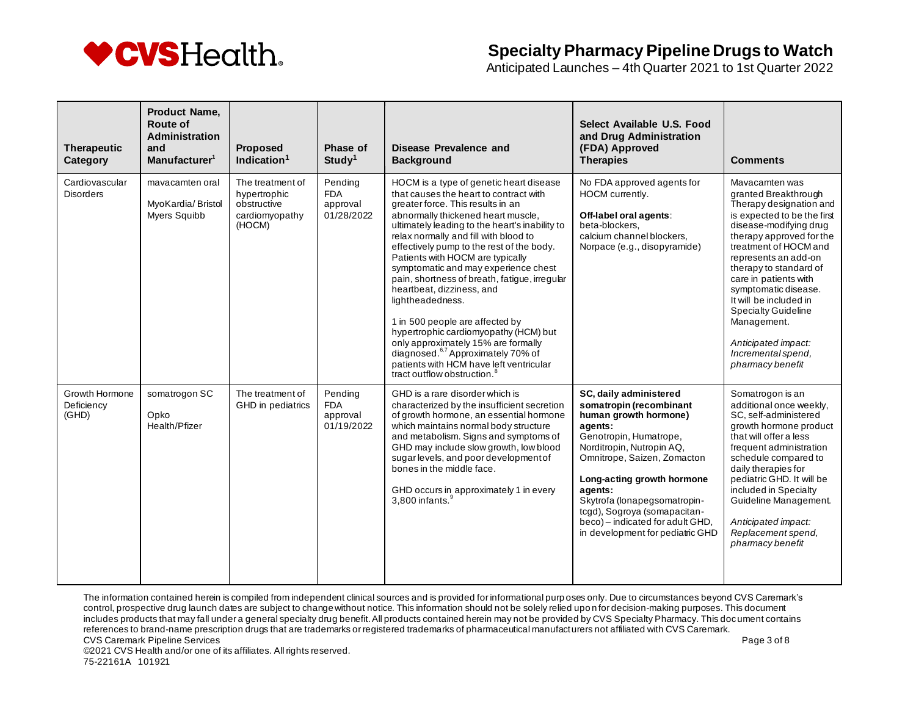| Therapeutic Category | Product Name, Route of Administration and Manufacturer[1] | Proposed Indication[1] | Phase of Study[1] | Disease Prevalence and Background | Select Available U.S. Food and Drug Administration (FDA) Approved Therapies | Comments |
|---|---|---|---|---|---|---|
| Cardiovascular Disorders | mavacamten oral<br><br>MyoKardia/ Bristol Myers Squibb | The treatment of hypertrophic obstructive cardiomyopathy (HOCM) | Pending FDA approval 01/28/2022 | HOCM is a type of genetic heart disease that causes the heart to contract with greater force. This results in an abnormally thickened heart muscle, ultimately leading to the heart's inability to relax normally and fill with blood to effectively pump to the rest of the body. Patients with HOCM are typically symptomatic and may experience chest pain, shortness of breath, fatigue, irregular heartbeat, dizziness, and lightheadedness.<br><br>1 in 500 people are affected by hypertrophic cardiomyopathy (HCM) but only approximately 15% are formally diagnosed.[6,7] Approximately 70% of patients with HCM have left ventricular tract outflow obstruction.[8] | No FDA approved agents for HOCM currently.<br><br>**Off-label oral agents**:<br>beta-blockers,<br>calcium channel blockers,<br>Norpace (e.g., disopyramide) | Mavacamten was granted Breakthrough Therapy designation and is expected to be the first disease-modifying drug therapy approved for the treatment of HOCM and represents an add-on therapy to standard of care in patients with symptomatic disease. It will be included in Specialty Guideline Management.<br><br>*Anticipated impact: Incremental spend, pharmacy benefit* |
| Growth Hormone Deficiency (GHD) | somatrogon SC<br><br>Opko Health/Pfizer | The treatment of GHD in pediatrics | Pending FDA approval 01/19/2022 | GHD is a rare disorder which is characterized by the insufficient secretion of growth hormone, an essential hormone which maintains normal body structure and metabolism. Signs and symptoms of GHD may include slow growth, low blood sugar levels, and poor development of bones in the middle face.<br><br>GHD occurs in approximately 1 in every 3,800 infants.[9] | **SC, daily administered somatropin (recombinant human growth hormone) agents:**<br>Genotropin, Humatrope, Norditropin, Nutropin AQ, Omnitrope, Saizen, Zomacton<br><br>**Long-acting growth hormone agents:**<br>Skytrofa (lonapegsomatropin-tcgd), Sogroya (somapacitan-beco) – indicated for adult GHD, in development for pediatric GHD | Somatrogon is an additional once weekly, SC, self-administered growth hormone product that will offer a less frequent administration schedule compared to daily therapies for pediatric GHD. It will be included in Specialty Guideline Management.<br><br>*Anticipated impact: Replacement spend, pharmacy benefit* |

The information contained herein is compiled from independent clinical sources and is provided for informational purposes only. Due to circumstances beyond CVS Caremark's control, prospective drug launch dates are subject to change without notice. This information should not be solely relied upon for decision-making purposes. This document includes products that may fall under a general specialty drug benefit. All products contained herein may not be provided by CVS Specialty Pharmacy. This document contains references to brand-name prescription drugs that are trademarks or registered trademarks of pharmaceutical manufacturers not affiliated with CVS Caremark.

©2021 CVS Health and/or one of its affiliates. All rights reserved.
75-22161A 101921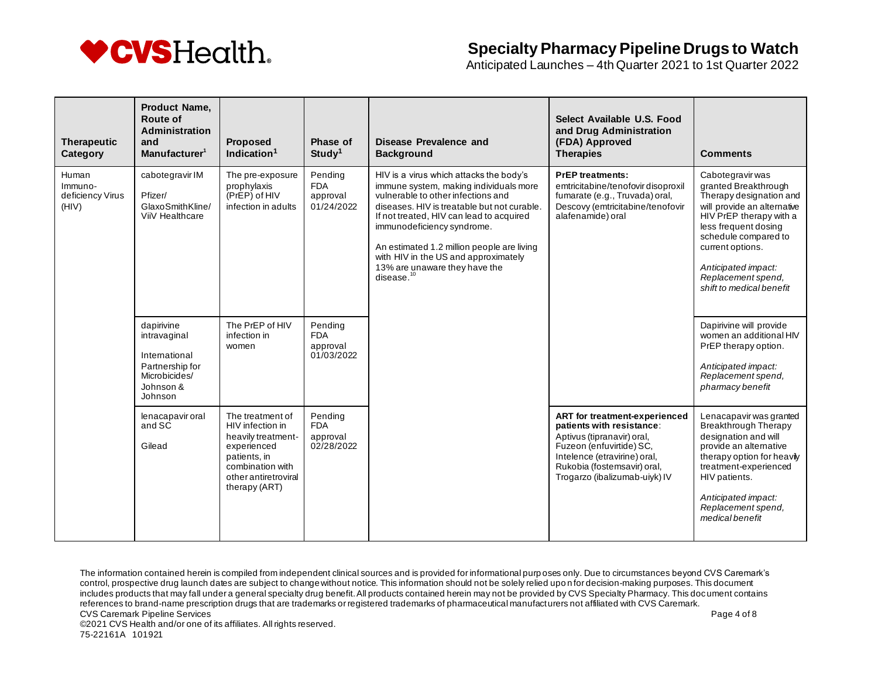# Specialty Pharmacy Pipeline Drugs to Watch

Anticipated Launches – 4th Quarter 2021 to 1st Quarter 2022

| Therapeutic Category | Product Name, Route of Administration and Manufacturer[1] | Proposed Indication[1] | Phase of Study[1] | Disease Prevalence and Background | Select Available U.S. Food and Drug Administration (FDA) Approved Therapies | Comments |
|---|---|---|---|---|---|---|
| Human Immuno-deficiency Virus (HIV) | cabotegravir IM<br><br>Pfizer/ GlaxoSmithKline/ ViiV Healthcare | The pre-exposure prophylaxis (PrEP) of HIV infection in adults | Pending FDA approval 01/24/2022 | HIV is a virus which attacks the body's immune system, making individuals more vulnerable to other infections and diseases. HIV is treatable but not curable. If not treated, HIV can lead to acquired immunodeficiency syndrome.<br><br>An estimated 1.2 million people are living with HIV in the US and approximately 13% are unaware they have the disease.[10] | **PrEP treatments:** emtricitabine/tenofovir disoproxil fumarate (e.g., Truvada) oral, Descovy (emtricitabine/tenofovir alafenamide) oral | Cabotegravir was granted Breakthrough Therapy designation and will provide an alternative HIV PrEP therapy with a less frequent dosing schedule compared to current options.<br><br>*Anticipated impact: Replacement spend, shift to medical benefit* |
| | dapirivine intravaginal<br><br>International Partnership for Microbicides/ Johnson & Johnson | The PrEP of HIV infection in women | Pending FDA approval 01/03/2022 | | | Dapirivine will provide women an additional HIV PrEP therapy option.<br><br>*Anticipated impact: Replacement spend, pharmacy benefit* |
| | lenacapavir oral and SC<br><br>Gilead | The treatment of HIV infection in heavily treatment-experienced patients, in combination with other antiretroviral therapy (ART) | Pending FDA approval 02/28/2022 | | **ART for treatment-experienced patients with resistance**: Aptivus (tipranavir) oral, Fuzeon (enfuvirtide) SC, Intelence (etravirine) oral, Rukobia (fostemsavir) oral, Trogarzo (ibalizumab-uiyk) IV | Lenacapavir was granted Breakthrough Therapy designation and will provide an alternative therapy option for heavily treatment-experienced HIV patients.<br><br>*Anticipated impact: Replacement spend, medical benefit* |

The information contained herein is compiled from independent clinical sources and is provided for informational purposes only. Due to circumstances beyond CVS Caremark's control, prospective drug launch dates are subject to change without notice. This information should not be solely relied upon for decision-making purposes. This document includes products that may fall under a general specialty drug benefit. All products contained herein may not be provided by CVS Specialty Pharmacy. This document contains references to brand-name prescription drugs that are trademarks or registered trademarks of pharmaceutical manufacturers not affiliated with CVS Caremark.

CVS Caremark Pipeline Services

©2021 CVS Health and/or one of its affiliates. All rights reserved.

75-22161A 101921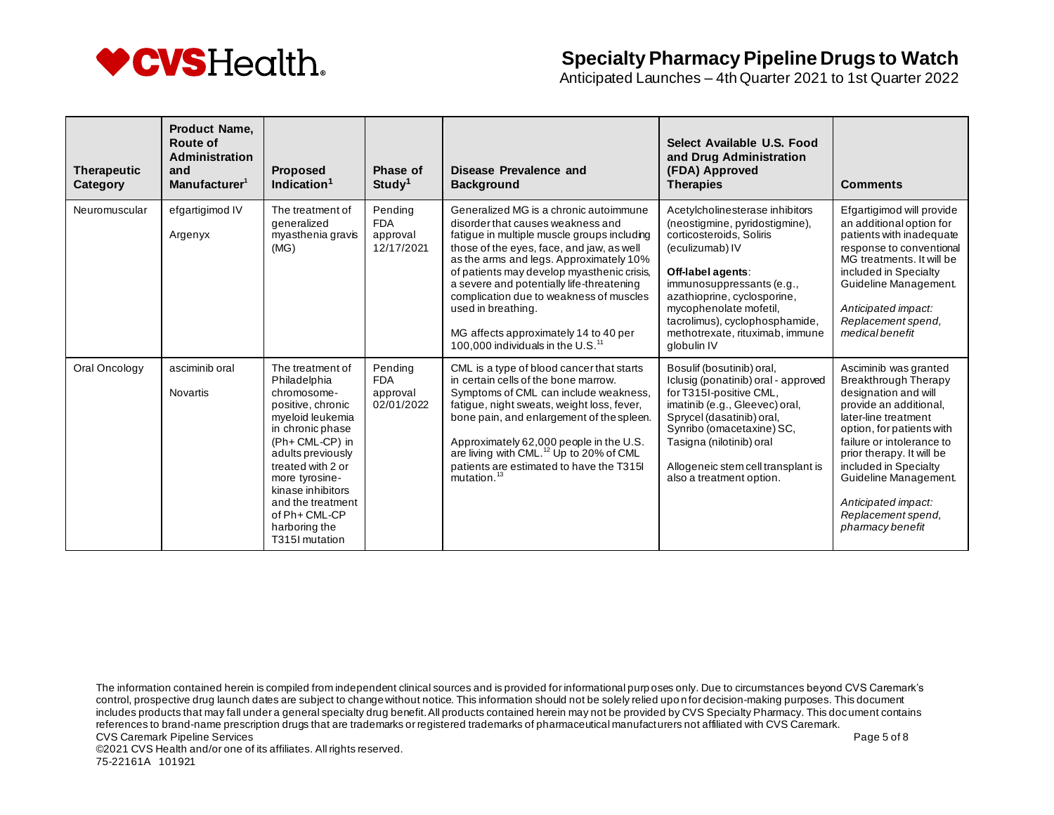# Specialty Pharmacy Pipeline Drugs to Watch

Anticipated Launches – 4th Quarter 2021 to 1st Quarter 2022

| Therapeutic Category | Product Name, Route of Administration and Manufacturer[1] | Proposed Indication[1] | Phase of Study[1] | Disease Prevalence and Background | Select Available U.S. Food and Drug Administration (FDA) Approved Therapies | Comments |
|---|---|---|---|---|---|---|
| Neuromuscular | efgartigimod IV<br><br>Argenyx | The treatment of generalized myasthenia gravis (MG) | Pending FDA approval 12/17/2021 | Generalized MG is a chronic autoimmune disorder that causes weakness and fatigue in multiple muscle groups including those of the eyes, face, and jaw, as well as the arms and legs. Approximately 10% of patients may develop myasthenic crisis, a severe and potentially life-threatening complication due to weakness of muscles used in breathing.<br><br>MG affects approximately 14 to 40 per 100,000 individuals in the U.S.[11] | Acetylcholinesterase inhibitors (neostigmine, pyridostigmine), corticosteroids, Soliris (eculizumab) IV<br><br>**Off-label agents**: immunosuppressants (e.g., azathioprine, cyclosporine, mycophenolate mofetil, tacrolimus), cyclophosphamide, methotrexate, rituximab, immune globulin IV | Efgartigimod will provide an additional option for patients with inadequate response to conventional MG treatments. It will be included in Specialty Guideline Management.<br><br>*Anticipated impact: Replacement spend, medical benefit* |
| Oral Oncology | asciminib oral<br><br>Novartis | The treatment of Philadelphia chromosome-positive, chronic myeloid leukemia in chronic phase (Ph+ CML-CP) in adults previously treated with 2 or more tyrosine-kinase inhibitors and the treatment of Ph+ CML-CP harboring the T315I mutation | Pending FDA approval 02/01/2022 | CML is a type of blood cancer that starts in certain cells of the bone marrow. Symptoms of CML can include weakness, fatigue, night sweats, weight loss, fever, bone pain, and enlargement of the spleen.<br><br>Approximately 62,000 people in the U.S. are living with CML.[12] Up to 20% of CML patients are estimated to have the T315I mutation.[13] | Bosulif (bosutinib) oral, Iclusig (ponatinib) oral - approved for T315I-positive CML, imatinib (e.g., Gleevec) oral, Sprycel (dasatinib) oral, Synribo (omacetaxine) SC, Tasigna (nilotinib) oral<br><br>Allogeneic stem cell transplant is also a treatment option. | Asciminib was granted Breakthrough Therapy designation and will provide an additional, later-line treatment option, for patients with failure or intolerance to prior therapy. It will be included in Specialty Guideline Management.<br><br>*Anticipated impact: Replacement spend, pharmacy benefit* |

The information contained herein is compiled from independent clinical sources and is provided for informational purposes only. Due to circumstances beyond CVS Caremark's control, prospective drug launch dates are subject to change without notice. This information should not be solely relied upon for decision-making purposes. This document includes products that may fall under a general specialty drug benefit. All products contained herein may not be provided by CVS Specialty Pharmacy. This document contains references to brand-name prescription drugs that are trademarks or registered trademarks of pharmaceutical manufacturers not affiliated with CVS Caremark.

CVS Caremark Pipeline Services

©2021 CVS Health and/or one of its affiliates. All rights reserved.

75-22161A 101921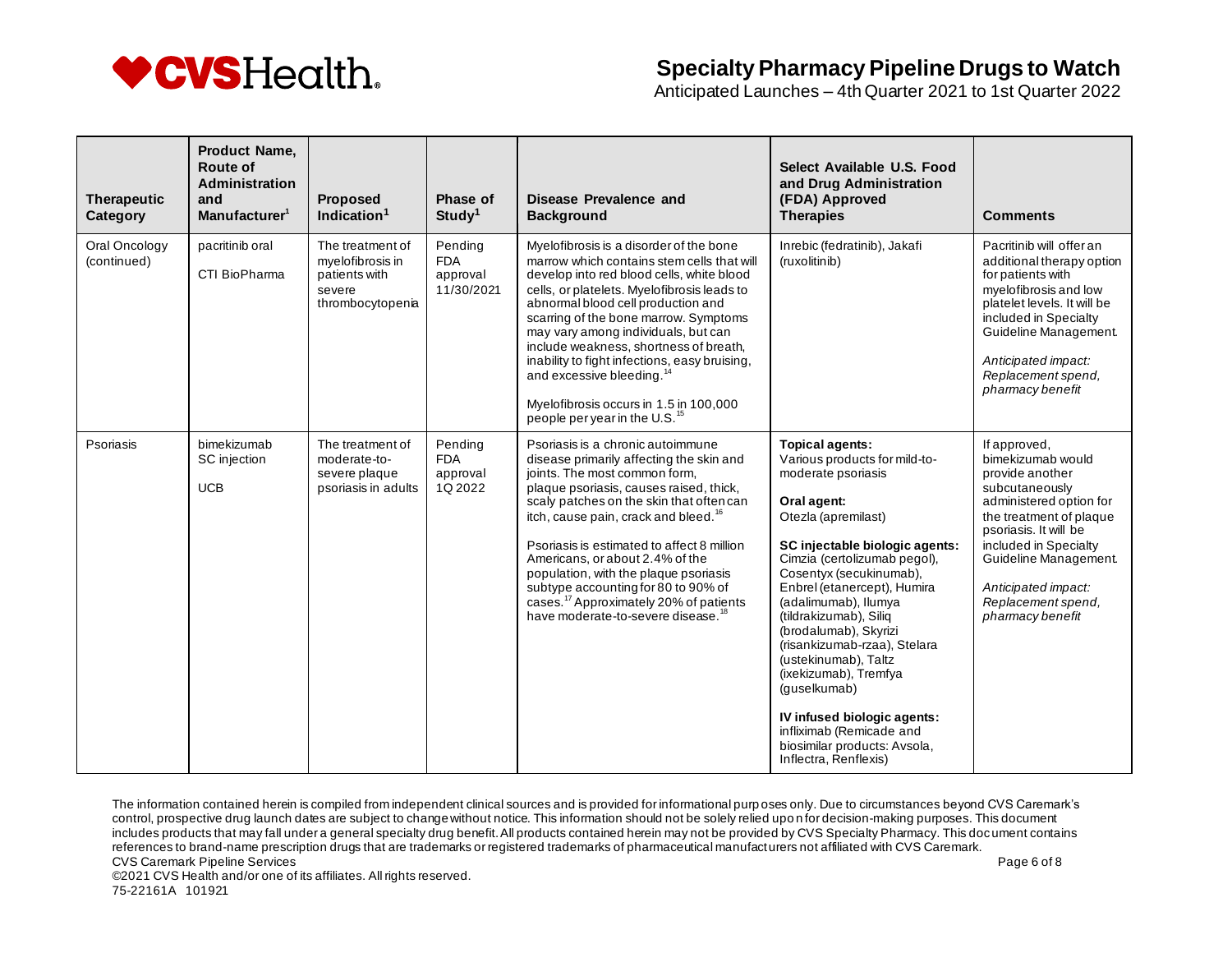## Specialty Pharmacy Pipeline Drugs to Watch

Anticipated Launches – 4th Quarter 2021 to 1st Quarter 2022

| Therapeutic Category | Product Name, Route of Administration and Manufacturer[1] | Proposed Indication[1] | Phase of Study[1] | Disease Prevalence and Background | Select Available U.S. Food and Drug Administration (FDA) Approved Therapies | Comments |
|---|---|---|---|---|---|---|
| Oral Oncology (continued) | pacritinib oral<br><br>CTI BioPharma | The treatment of myelofibrosis in patients with severe thrombocytopenia | Pending FDA approval 11/30/2021 | Myelofibrosis is a disorder of the bone marrow which contains stem cells that will develop into red blood cells, white blood cells, or platelets. Myelofibrosis leads to abnormal blood cell production and scarring of the bone marrow. Symptoms may vary among individuals, but can include weakness, shortness of breath, inability to fight infections, easy bruising, and excessive bleeding.[14]<br><br>Myelofibrosis occurs in 1.5 in 100,000 people per year in the U.S.[15] | Inrebic (fedratinib), Jakafi (ruxolitinib) | Pacritinib will offer an additional therapy option for patients with myelofibrosis and low platelet levels. It will be included in Specialty Guideline Management.<br><br>*Anticipated impact: Replacement spend, pharmacy benefit* |
| Psoriasis | bimekizumab SC injection<br><br>UCB | The treatment of moderate-to-severe plaque psoriasis in adults | Pending FDA approval 1Q 2022 | Psoriasis is a chronic autoimmune disease primarily affecting the skin and joints. The most common form, plaque psoriasis, causes raised, thick, scaly patches on the skin that often can itch, cause pain, crack and bleed.[16]<br><br>Psoriasis is estimated to affect 8 million Americans, or about 2.4% of the population, with the plaque psoriasis subtype accounting for 80 to 90% of cases.[17] Approximately 20% of patients have moderate-to-severe disease.[18] | **Topical agents:**<br>Various products for mild-to-moderate psoriasis<br><br>**Oral agent:**<br>Otezla (apremilast)<br><br>**SC injectable biologic agents:**<br>Cimzia (certolizumab pegol), Cosentyx (secukinumab), Enbrel (etanercept), Humira (adalimumab), Ilumya (tildrakizumab), Siliq (brodalumab), Skyrizi (risankizumab-rzaa), Stelara (ustekinumab), Taltz (ixekizumab), Tremfya (guselkumab)<br><br>**IV infused biologic agents:**<br>infliximab (Remicade and biosimilar products: Avsola, Inflectra, Renflexis) | If approved, bimekizumab would provide another subcutaneously administered option for the treatment of plaque psoriasis. It will be included in Specialty Guideline Management.<br><br>*Anticipated impact: Replacement spend, pharmacy benefit* |

The information contained herein is compiled from independent clinical sources and is provided for informational purposes only. Due to circumstances beyond CVS Caremark's control, prospective drug launch dates are subject to change without notice. This information should not be solely relied upon for decision-making purposes. This document includes products that may fall under a general specialty drug benefit. All products contained herein may not be provided by CVS Specialty Pharmacy. This document contains references to brand-name prescription drugs that are trademarks or registered trademarks of pharmaceutical manufacturers not affiliated with CVS Caremark.

CVS Caremark Pipeline Services

©2021 CVS Health and/or one of its affiliates. All rights reserved.

75-22161A 101921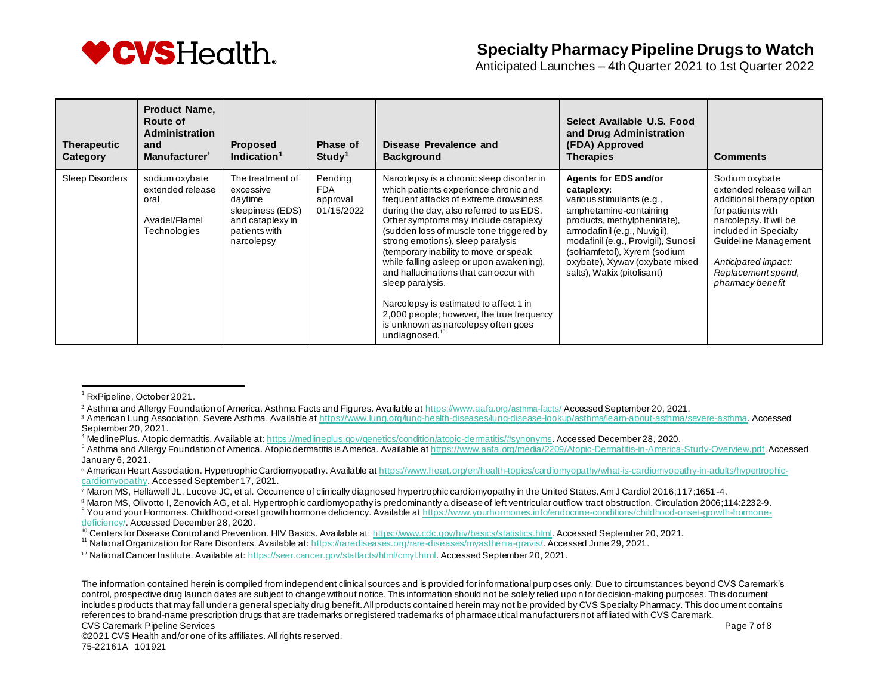# Specialty Pharmacy Pipeline Drugs to Watch

Anticipated Launches – 4th Quarter 2021 to 1st Quarter 2022

| Therapeutic Category | Product Name, Route of Administration and Manufacturer[1] | Proposed Indication[1] | Phase of Study[1] | Disease Prevalence and Background | Select Available U.S. Food and Drug Administration (FDA) Approved Therapies | Comments |
|---|---|---|---|---|---|---|
| Sleep Disorders | sodium oxybate extended release oral<br><br>Avadel/Flamel Technologies | The treatment of excessive daytime sleepiness (EDS) and cataplexy in patients with narcolepsy | Pending FDA approval 01/15/2022 | Narcolepsy is a chronic sleep disorder in which patients experience chronic and frequent attacks of extreme drowsiness during the day, also referred to as EDS. Other symptoms may include cataplexy (sudden loss of muscle tone triggered by strong emotions), sleep paralysis (temporary inability to move or speak while falling asleep or upon awakening), and hallucinations that can occur with sleep paralysis.<br><br>Narcolepsy is estimated to affect 1 in 2,000 people; however, the true frequency is unknown as narcolepsy often goes undiagnosed.[19] | **Agents for EDS and/or cataplexy:** various stimulants (e.g., amphetamine-containing products, methylphenidate), armodafinil (e.g., Nuvigil), modafinil (e.g., Provigil), Sunosi (solriamfetol), Xyrem (sodium oxybate), Xywav (oxybate mixed salts), Wakix (pitolisant) | Sodium oxybate extended release will an additional therapy option for patients with narcolepsy. It will be included in Specialty Guideline Management.<br><br>*Anticipated impact: Replacement spend, pharmacy benefit* |

[1] RxPipeline, October 2021.

[2] Asthma and Allergy Foundation of America. Asthma Facts and Figures. Available at https://www.aafa.org/asthma-facts/ Accessed September 20, 2021.

[3] American Lung Association. Severe Asthma. Available at https://www.lung.org/lung-health-diseases/lung-disease-lookup/asthma/learn-about-asthma/severe-asthma. Accessed September 20, 2021.

[4] MedlinePlus. Atopic dermatitis. Available at: https://medlineplus.gov/genetics/condition/atopic-dermatitis/#synonyms. Accessed December 28, 2020.

[5] Asthma and Allergy Foundation of America. Atopic dermatitis is America. Available at https://www.aafa.org/media/2209/Atopic-Dermatitis-in-America-Study-Overview.pdf. Accessed January 6, 2021.

[6] American Heart Association. Hypertrophic Cardiomyopathy. Available at https://www.heart.org/en/health-topics/cardiomyopathy/what-is-cardiomyopathy-in-adults/hypertrophic-cardiomyopathy. Accessed September 17, 2021.

[7] Maron MS, Hellawell JL, Lucove JC, et al. Occurrence of clinically diagnosed hypertrophic cardiomyopathy in the United States. Am J Cardiol 2016;117:1651-4.

[8] Maron MS, Olivotto I, Zenovich AG, et al. Hypertrophic cardiomyopathy is predominantly a disease of left ventricular outflow tract obstruction. Circulation 2006;114:2232-9.

[9] You and your Hormones. Childhood-onset growth hormone deficiency. Available at https://www.yourhormones.info/endocrine-conditions/childhood-onset-growth-hormone-deficiency/. Accessed December 28, 2020.

[10] Centers for Disease Control and Prevention. HIV Basics. Available at: https://www.cdc.gov/hiv/basics/statistics.html. Accessed September 20, 2021.

[11] National Organization for Rare Disorders. Available at: https://rarediseases.org/rare-diseases/myasthenia-gravis/. Accessed June 29, 2021.

[12] National Cancer Institute. Available at: https://seer.cancer.gov/statfacts/html/cmyl.html. Accessed September 20, 2021.

The information contained herein is compiled from independent clinical sources and is provided for informational purposes only. Due to circumstances beyond CVS Caremark's control, prospective drug launch dates are subject to change without notice. This information should not be solely relied upon for decision-making purposes. This document includes products that may fall under a general specialty drug benefit. All products contained herein may not be provided by CVS Specialty Pharmacy. This document contains references to brand-name prescription drugs that are trademarks or registered trademarks of pharmaceutical manufacturers not affiliated with CVS Caremark.

CVS Caremark Pipeline Services

©2021 CVS Health and/or one of its affiliates. All rights reserved.

75-22161A 101921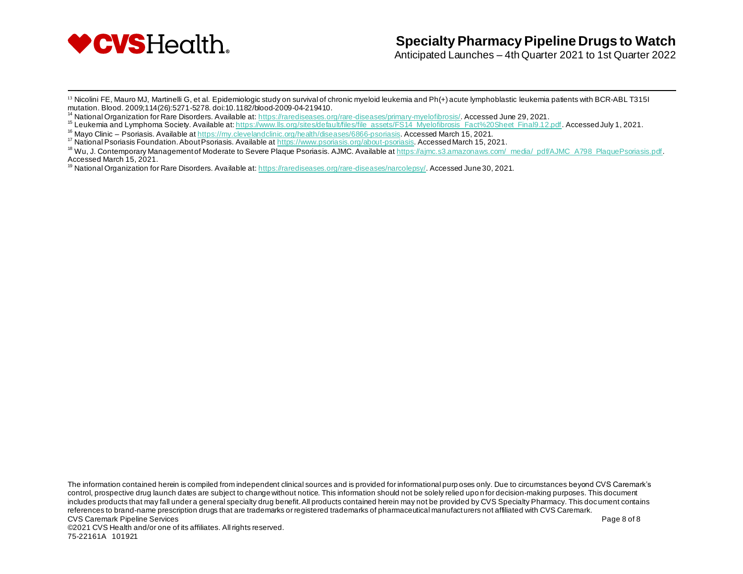[13] Nicolini FE, Mauro MJ, Martinelli G, et al. Epidemiologic study on survival of chronic myeloid leukemia and Ph(+) acute lymphoblastic leukemia patients with BCR-ABL T315I mutation. Blood. 2009;114(26):5271-5278. doi:10.1182/blood-2009-04-219410.

[14] National Organization for Rare Disorders. Available at: https://rarediseases.org/rare-diseases/primary-myelofibrosis/. Accessed June 29, 2021.

[15] Leukemia and Lymphoma Society. Available at: https://www.lls.org/sites/default/files/file_assets/FS14_Myelofibrosis_Fact%20Sheet_Final9.12.pdf. Accessed July 1, 2021.

[16] Mayo Clinic – Psoriasis. Available at https://my.clevelandclinic.org/health/diseases/6866-psoriasis. Accessed March 15, 2021.

[17] National Psoriasis Foundation. About Psoriasis. Available at https://www.psoriasis.org/about-psoriasis. Accessed March 15, 2021.

[18] Wu, J. Contemporary Management of Moderate to Severe Plaque Psoriasis. AJMC. Available at https://ajmc.s3.amazonaws.com/_media/_pdf/AJMC_A798_PlaquePsoriasis.pdf. Accessed March 15, 2021.

[19] National Organization for Rare Disorders. Available at: https://rarediseases.org/rare-diseases/narcolepsy/. Accessed June 30, 2021.

The information contained herein is compiled from independent clinical sources and is provided for informational purposes only. Due to circumstances beyond CVS Caremark's control, prospective drug launch dates are subject to change without notice. This information should not be solely relied upon for decision-making purposes. This document includes products that may fall under a general specialty drug benefit. All products contained herein may not be provided by CVS Specialty Pharmacy. This document contains references to brand-name prescription drugs that are trademarks or registered trademarks of pharmaceutical manufacturers not affiliated with CVS Caremark.

CVS Caremark Pipeline Services

©2021 CVS Health and/or one of its affiliates. All rights reserved.

75-22161A 101921